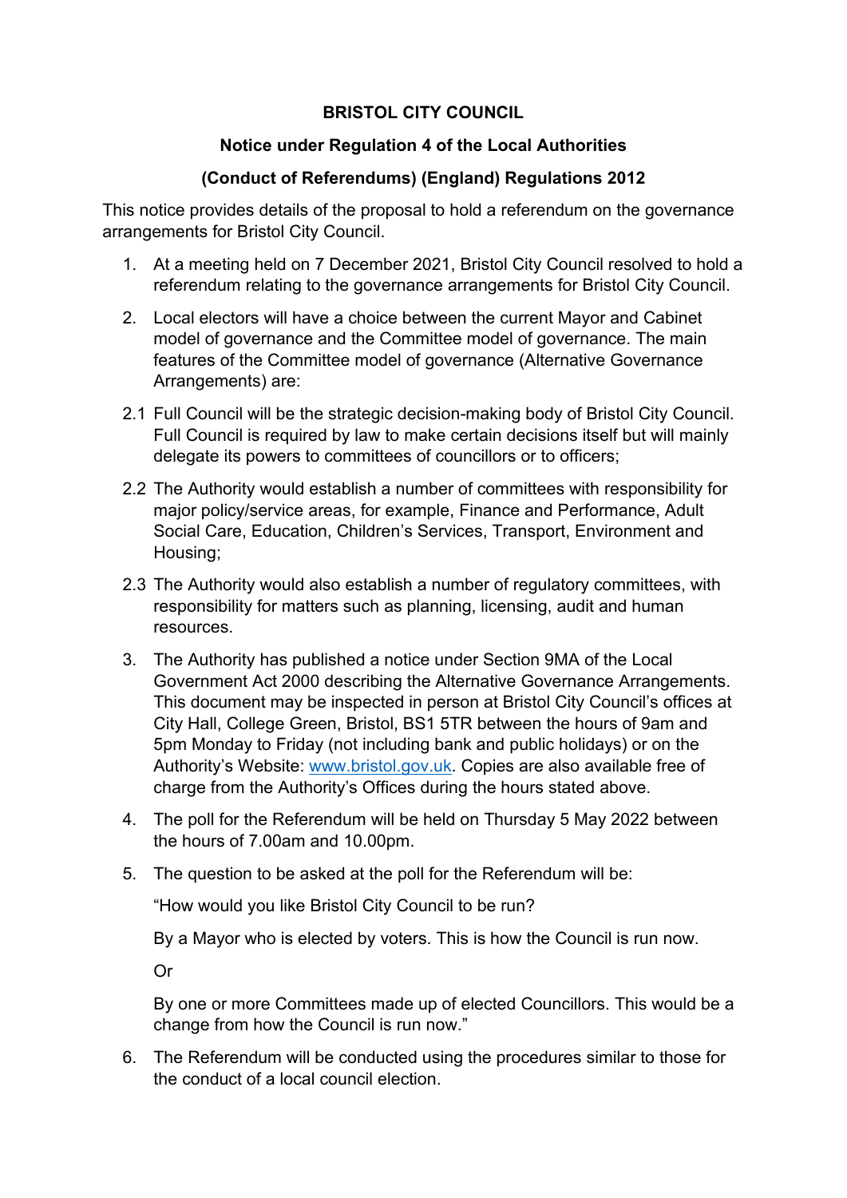**BRISTOL CITY COUNCIL**

**Notice under Regulation 4 of the Local Authorities**

**(Conduct of Referendums) (England) Regulations 2012**

This notice provides details of the proposal to hold a referendum on the governance arrangements for Bristol City Council.

1. At a meeting held on 7 December 2021, Bristol City Council resolved to hold a referendum relating to the governance arrangements for Bristol City Council.

2. Local electors will have a choice between the current Mayor and Cabinet model of governance and the Committee model of governance. The main features of the Committee model of governance (Alternative Governance Arrangements) are:

2.1 Full Council will be the strategic decision-making body of Bristol City Council. Full Council is required by law to make certain decisions itself but will mainly delegate its powers to committees of councillors or to officers;

2.2 The Authority would establish a number of committees with responsibility for major policy/service areas, for example, Finance and Performance, Adult Social Care, Education, Children's Services, Transport, Environment and Housing;

2.3 The Authority would also establish a number of regulatory committees, with responsibility for matters such as planning, licensing, audit and human resources.

3. The Authority has published a notice under Section 9MA of the Local Government Act 2000 describing the Alternative Governance Arrangements. This document may be inspected in person at Bristol City Council's offices at City Hall, College Green, Bristol, BS1 5TR between the hours of 9am and 5pm Monday to Friday (not including bank and public holidays) or on the Authority's Website: www.bristol.gov.uk. Copies are also available free of charge from the Authority's Offices during the hours stated above.

4. The poll for the Referendum will be held on Thursday 5 May 2022 between the hours of 7.00am and 10.00pm.

5. The question to be asked at the poll for the Referendum will be:

   "How would you like Bristol City Council to be run?

   By a Mayor who is elected by voters. This is how the Council is run now.

   Or

   By one or more Committees made up of elected Councillors. This would be a change from how the Council is run now."

6. The Referendum will be conducted using the procedures similar to those for the conduct of a local council election.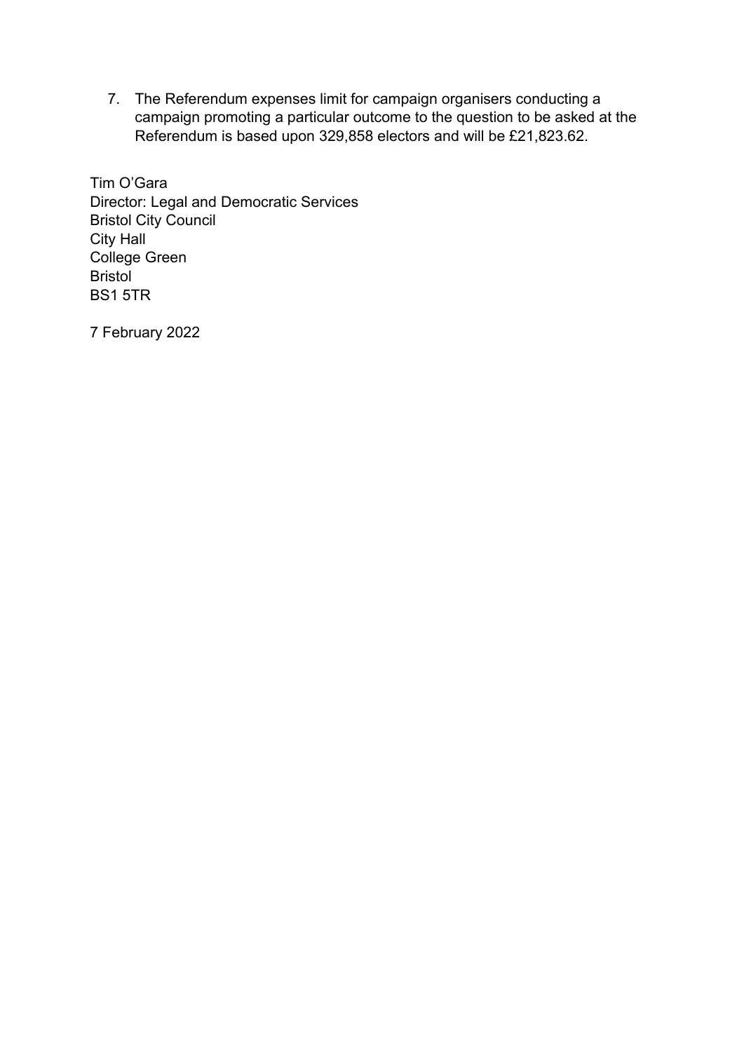7. The Referendum expenses limit for campaign organisers conducting a campaign promoting a particular outcome to the question to be asked at the Referendum is based upon 329,858 electors and will be £21,823.62.

Tim O'Gara
Director: Legal and Democratic Services
Bristol City Council
City Hall
College Green
Bristol
BS1 5TR

7 February 2022